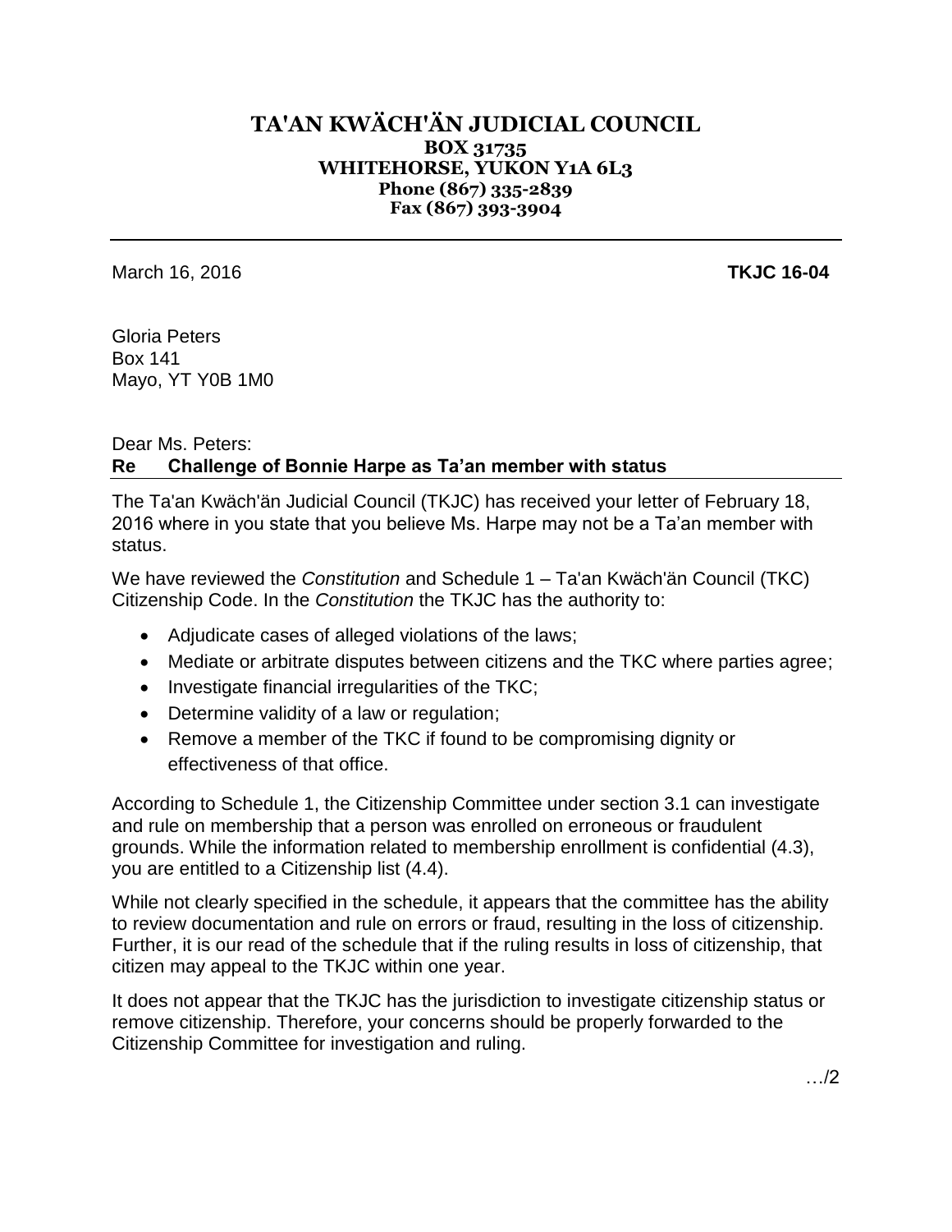# TA'AN KWÄCH'ÄN JUDICIAL COUNCIL

**BOX 31735**
**WHITEHORSE, YUKON Y1A 6L3**
**Phone (867) 335-2839**
**Fax (867) 393-3904**

---

March 16, 2016 **TKJC 16-04**

Gloria Peters
Box 141
Mayo, YT Y0B 1M0

Dear Ms. Peters:

**Re Challenge of Bonnie Harpe as Ta'an member with status**

The Ta'an Kwäch'än Judicial Council (TKJC) has received your letter of February 18, 2016 where in you state that you believe Ms. Harpe may not be a Ta'an member with status.

We have reviewed the *Constitution* and Schedule 1 – Ta'an Kwäch'än Council (TKC) Citizenship Code. In the *Constitution* the TKJC has the authority to:

- Adjudicate cases of alleged violations of the laws;
- Mediate or arbitrate disputes between citizens and the TKC where parties agree;
- Investigate financial irregularities of the TKC;
- Determine validity of a law or regulation;
- Remove a member of the TKC if found to be compromising dignity or effectiveness of that office.

According to Schedule 1, the Citizenship Committee under section 3.1 can investigate and rule on membership that a person was enrolled on erroneous or fraudulent grounds. While the information related to membership enrollment is confidential (4.3), you are entitled to a Citizenship list (4.4).

While not clearly specified in the schedule, it appears that the committee has the ability to review documentation and rule on errors or fraud, resulting in the loss of citizenship. Further, it is our read of the schedule that if the ruling results in loss of citizenship, that citizen may appeal to the TKJC within one year.

It does not appear that the TKJC has the jurisdiction to investigate citizenship status or remove citizenship. Therefore, your concerns should be properly forwarded to the Citizenship Committee for investigation and ruling.

…/2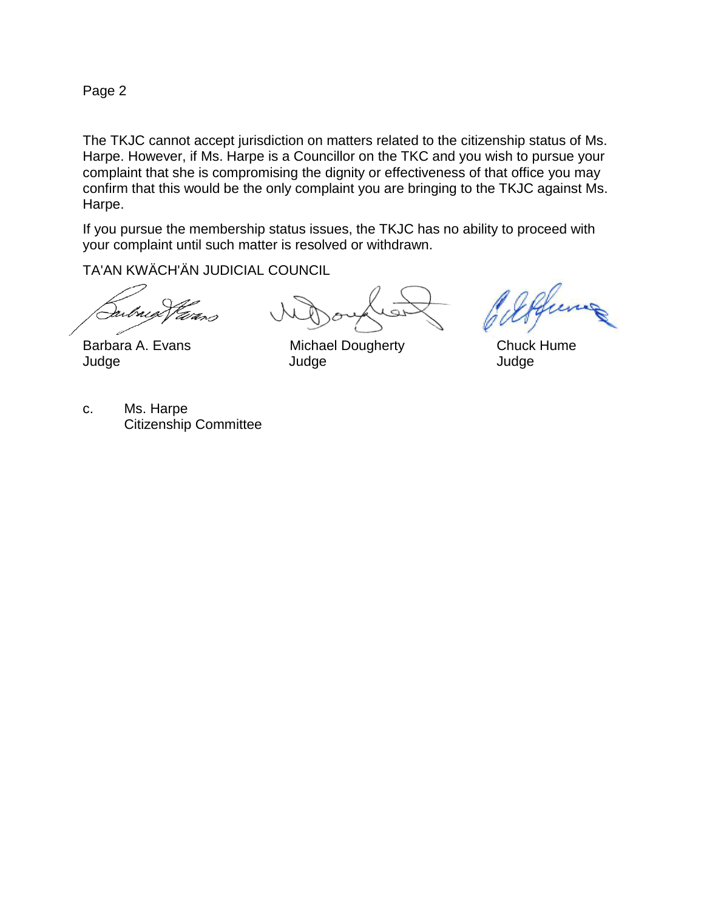The TKJC cannot accept jurisdiction on matters related to the citizenship status of Ms. Harpe. However, if Ms. Harpe is a Councillor on the TKC and you wish to pursue your complaint that she is compromising the dignity or effectiveness of that office you may confirm that this would be the only complaint you are bringing to the TKJC against Ms. Harpe.

If you pursue the membership status issues, the TKJC has no ability to proceed with your complaint until such matter is resolved or withdrawn.

TA'AN KWÄCH'ÄN JUDICIAL COUNCIL

| | | |
|---|---|---|
| Barbara A. Evans | Michael Dougherty | Chuck Hume |
| Judge | Judge | Judge |

c. Ms. Harpe
Citizenship Committee